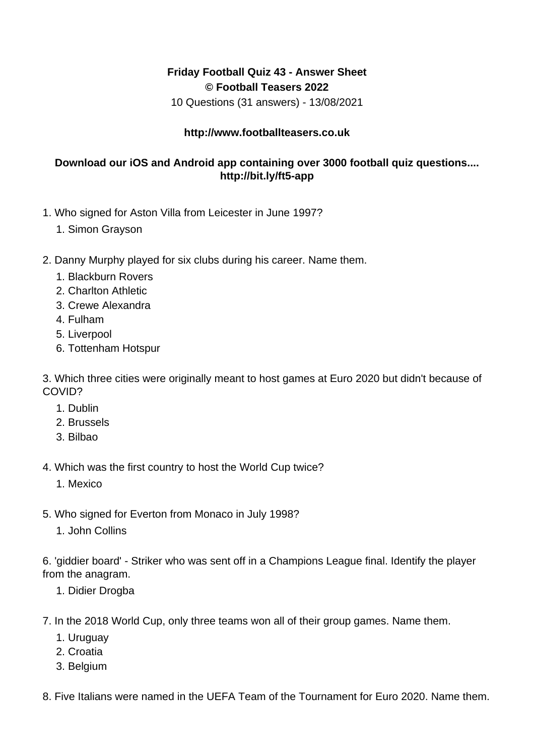**Friday Football Quiz 43 - Answer Sheet**
**© Football Teasers 2022**
10 Questions (31 answers) - 13/08/2021

**http://www.footballteasers.co.uk**

**Download our iOS and Android app containing over 3000 football quiz questions.... http://bit.ly/ft5-app**

1. Who signed for Aston Villa from Leicester in June 1997?
   1. Simon Grayson

2. Danny Murphy played for six clubs during his career. Name them.
   1. Blackburn Rovers
   2. Charlton Athletic
   3. Crewe Alexandra
   4. Fulham
   5. Liverpool
   6. Tottenham Hotspur

3. Which three cities were originally meant to host games at Euro 2020 but didn't because of COVID?
   1. Dublin
   2. Brussels
   3. Bilbao

4. Which was the first country to host the World Cup twice?
   1. Mexico

5. Who signed for Everton from Monaco in July 1998?
   1. John Collins

6. 'giddier board' - Striker who was sent off in a Champions League final. Identify the player from the anagram.
   1. Didier Drogba

7. In the 2018 World Cup, only three teams won all of their group games. Name them.
   1. Uruguay
   2. Croatia
   3. Belgium

8. Five Italians were named in the UEFA Team of the Tournament for Euro 2020. Name them.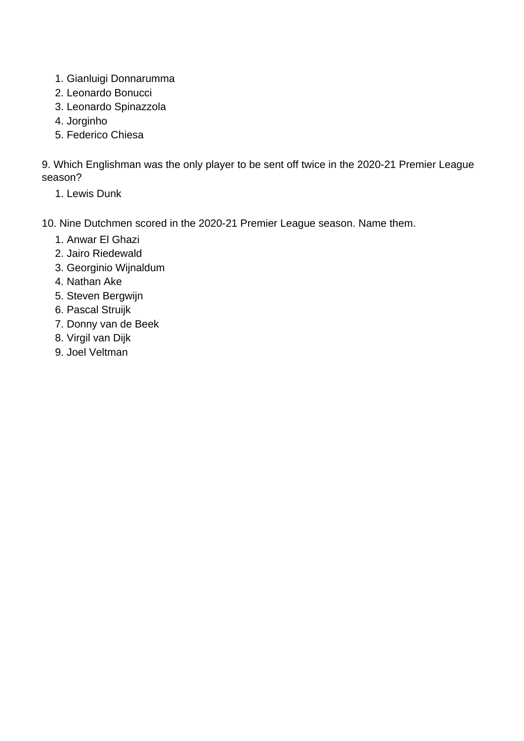1. Gianluigi Donnarumma
2. Leonardo Bonucci
3. Leonardo Spinazzola
4. Jorginho
5. Federico Chiesa

9. Which Englishman was the only player to be sent off twice in the 2020-21 Premier League season?

1. Lewis Dunk

10. Nine Dutchmen scored in the 2020-21 Premier League season. Name them.

1. Anwar El Ghazi
2. Jairo Riedewald
3. Georginio Wijnaldum
4. Nathan Ake
5. Steven Bergwijn
6. Pascal Struijk
7. Donny van de Beek
8. Virgil van Dijk
9. Joel Veltman